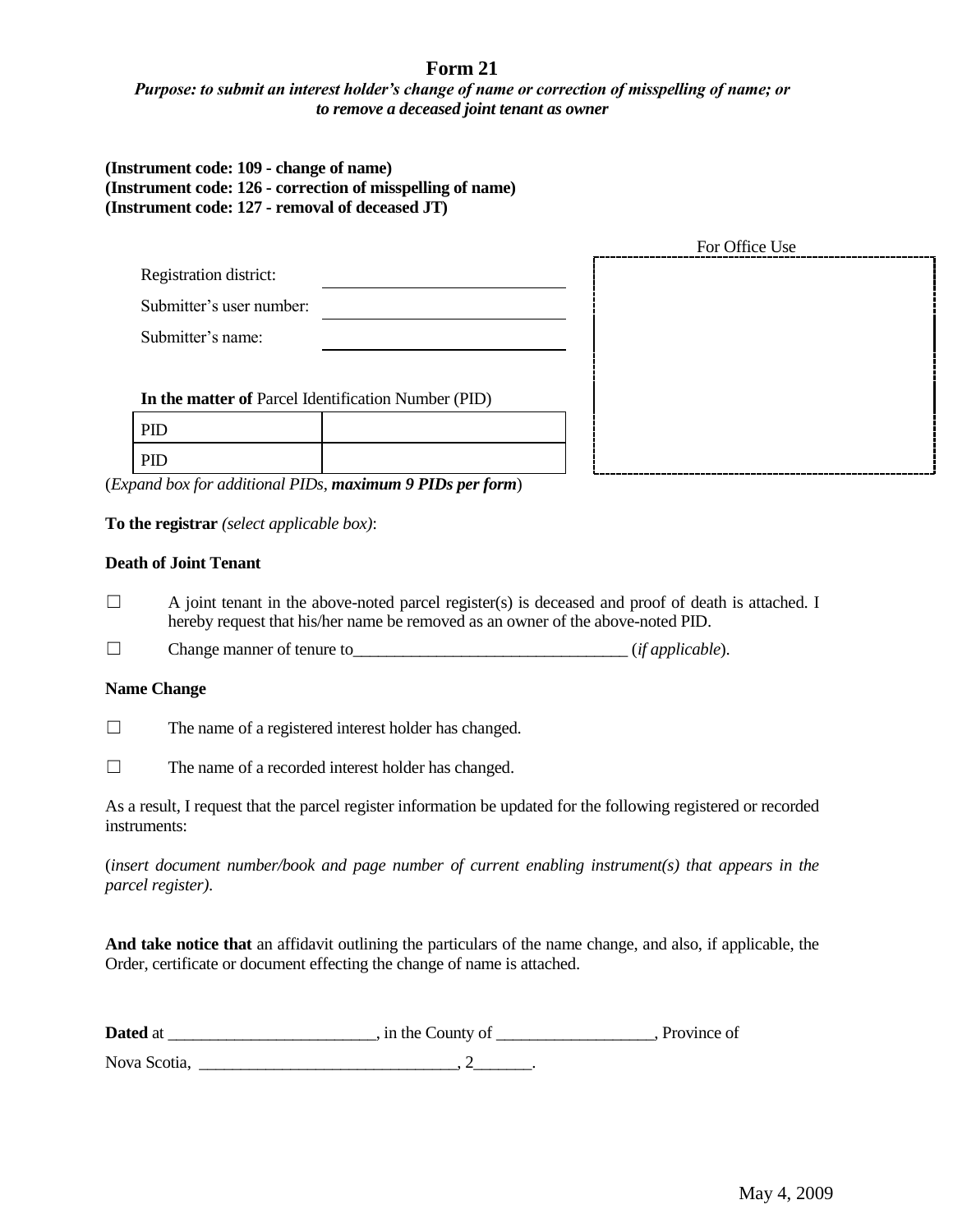# Form 21

***Purpose: to submit an interest holder's change of name or correction of misspelling of name; or to remove a deceased joint tenant as owner***

**(Instrument code: 109 - change of name)**
**(Instrument code: 126 - correction of misspelling of name)**
**(Instrument code: 127 - removal of deceased JT)**

For Office Use

Registration district: ____________________

Submitter's user number: ____________________

Submitter's name: ____________________

**In the matter of** Parcel Identification Number (PID)

| PID | |
|---|---|
| PID | |

(*Expand box for additional PIDs*, ***maximum 9 PIDs per form***)

**To the registrar** *(select applicable box)*:

**Death of Joint Tenant**

☐ A joint tenant in the above-noted parcel register(s) is deceased and proof of death is attached. I hereby request that his/her name be removed as an owner of the above-noted PID.

☐ Change manner of tenure to_________________________________ (*if applicable*).

**Name Change**

☐ The name of a registered interest holder has changed.

☐ The name of a recorded interest holder has changed.

As a result, I request that the parcel register information be updated for the following registered or recorded instruments:

(*insert document number/book and page number of current enabling instrument(s) that appears in the parcel register).*

**And take notice that** an affidavit outlining the particulars of the name change, and also, if applicable, the Order, certificate or document effecting the change of name is attached.

**Dated** at _________________________, in the County of ___________________, Province of Nova Scotia, _______________________________, 2_______.

May 4, 2009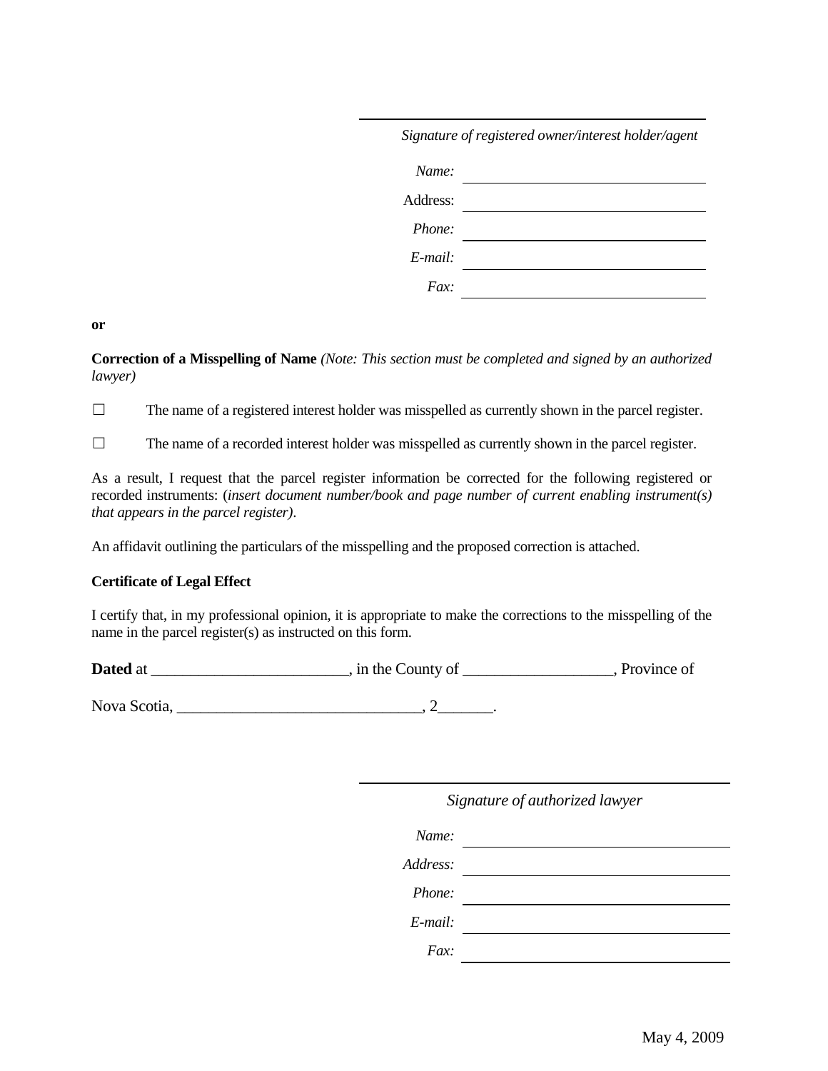______________________________________
*Signature of registered owner/interest holder/agent*

*Name:* ______________________________

Address: ______________________________

*Phone:* ______________________________

*E-mail:* ______________________________

*Fax:* ______________________________

**or**

**Correction of a Misspelling of Name** *(Note: This section must be completed and signed by an authorized lawyer)*

☐ The name of a registered interest holder was misspelled as currently shown in the parcel register.

☐ The name of a recorded interest holder was misspelled as currently shown in the parcel register.

As a result, I request that the parcel register information be corrected for the following registered or recorded instruments: (*insert document number/book and page number of current enabling instrument(s) that appears in the parcel register)*.

An affidavit outlining the particulars of the misspelling and the proposed correction is attached.

**Certificate of Legal Effect**

I certify that, in my professional opinion, it is appropriate to make the corrections to the misspelling of the name in the parcel register(s) as instructed on this form.

**Dated** at _________________________, in the County of ___________________, Province of Nova Scotia, _______________________________, 2_______.

______________________________________
*Signature of authorized lawyer*

*Name:* ______________________________

*Address:* ______________________________

*Phone:* ______________________________

*E-mail:* ______________________________

*Fax:* ______________________________

May 4, 2009